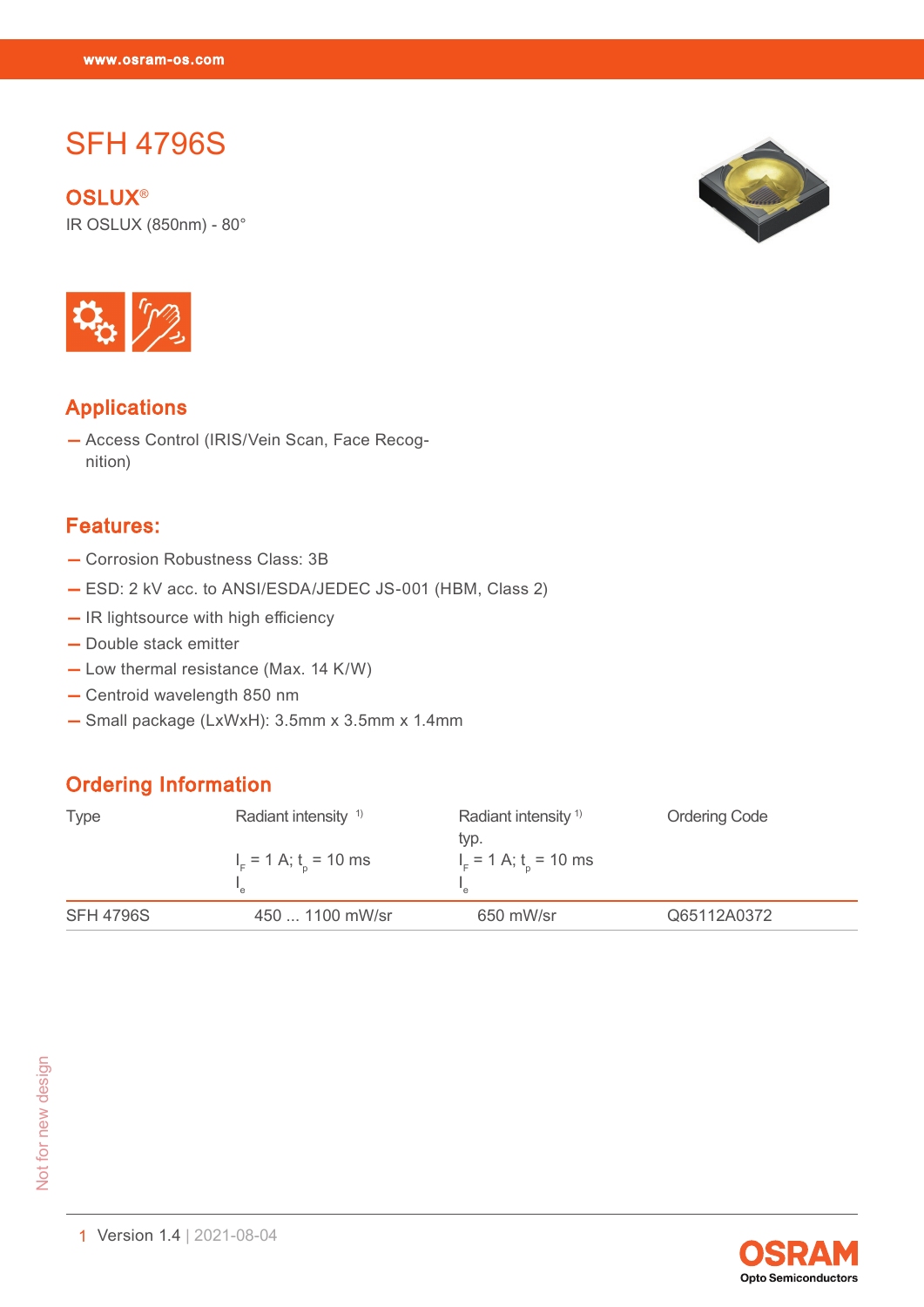# SFH 4796S

## OSLUX®

IR OSLUX (850nm) - 80°

## Applications

- Access Control (IRIS/Vein Scan, Face Recognition)

## Features:

- Corrosion Robustness Class: 3B
- ESD: 2 kV acc. to ANSI/ESDA/JEDEC JS-001 (HBM, Class 2)
- IR lightsource with high efficiency
- Double stack emitter
- Low thermal resistance (Max. 14 K/W)
- Centroid wavelength 850 nm
- Small package (LxWxH): 3.5mm x 3.5mm x 1.4mm

## Ordering Information

| Type | Radiant intensity [1] $I_F$ = 1 A; $t_p$ = 10 ms $I_e$ | Radiant intensity [1] typ. $I_F$ = 1 A; $t_p$ = 10 ms $I_e$ | Ordering Code |
|---|---|---|---|
| SFH 4796S | 450 ... 1100 mW/sr | 650 mW/sr | Q65112A0372 |

Not for new design

Version 1.4 | 2021-08-04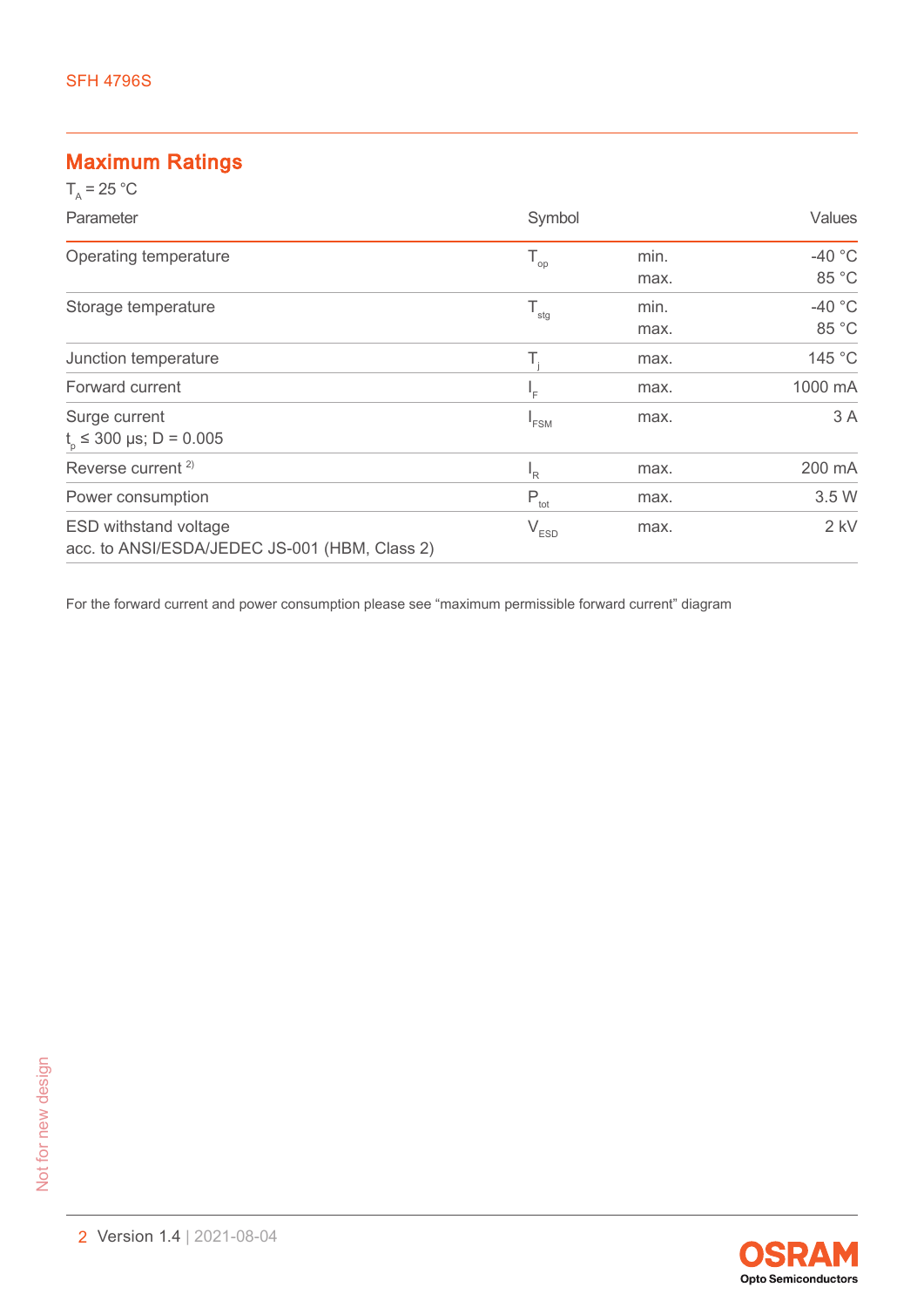## Maximum Ratings

$T_A$ = 25 °C

| Parameter | Symbol | | Values |
|---|---|---|---|
| Operating temperature | $T_{op}$ | min.<br>max. | -40 °C<br>85 °C |
| Storage temperature | $T_{stg}$ | min.<br>max. | -40 °C<br>85 °C |
| Junction temperature | $T_j$ | max. | 145 °C |
| Forward current | $I_F$ | max. | 1000 mA |
| Surge current<br>$t_p$ ≤ 300 µs; D = 0.005 | $I_{FSM}$ | max. | 3 A |
| Reverse current [2)] | $I_R$ | max. | 200 mA |
| Power consumption | $P_{tot}$ | max. | 3.5 W |
| ESD withstand voltage<br>acc. to ANSI/ESDA/JEDEC JS-001 (HBM, Class 2) | $V_{ESD}$ | max. | 2 kV |

For the forward current and power consumption please see "maximum permissible forward current" diagram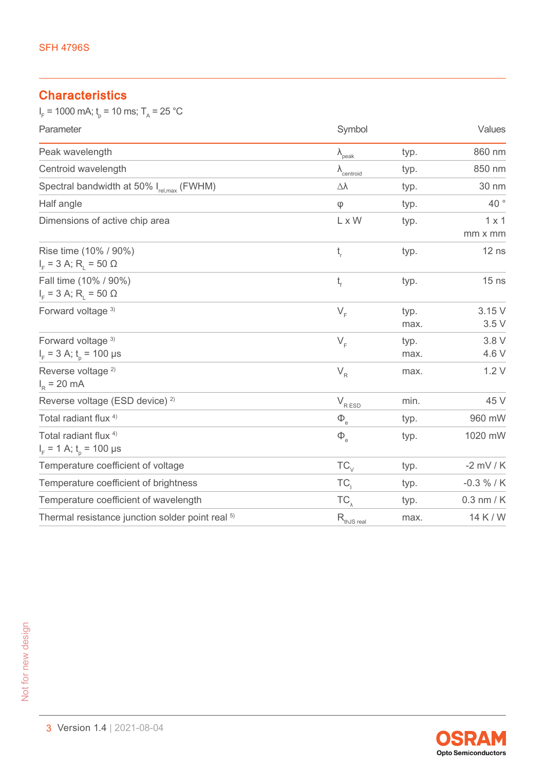## Characteristics

$I_F$ = 1000 mA; $t_p$ = 10 ms; $T_A$ = 25 °C

| Parameter | Symbol | | Values |
|---|---|---|---|
| Peak wavelength | $\lambda_{peak}$ | typ. | 860 nm |
| Centroid wavelength | $\lambda_{centroid}$ | typ. | 850 nm |
| Spectral bandwidth at 50% $I_{rel,max}$ (FWHM) | $\Delta\lambda$ | typ. | 30 nm |
| Half angle | $\varphi$ | typ. | 40 ° |
| Dimensions of active chip area | L x W | typ. | 1 x 1 mm x mm |
| Rise time (10% / 90%) $I_F$ = 3 A; $R_L$ = 50 Ω | $t_r$ | typ. | 12 ns |
| Fall time (10% / 90%) $I_F$ = 3 A; $R_L$ = 50 Ω | $t_f$ | typ. | 15 ns |
| Forward voltage [3] | $V_F$ | typ.<br>max. | 3.15 V<br>3.5 V |
| Forward voltage [3] $I_F$ = 3 A; $t_p$ = 100 µs | $V_F$ | typ.<br>max. | 3.8 V<br>4.6 V |
| Reverse voltage [2] $I_R$ = 20 mA | $V_R$ | max. | 1.2 V |
| Reverse voltage (ESD device) [2] | $V_{R\,ESD}$ | min. | 45 V |
| Total radiant flux [4] | $\Phi_e$ | typ. | 960 mW |
| Total radiant flux [4] $I_F$ = 1 A; $t_p$ = 100 µs | $\Phi_e$ | typ. | 1020 mW |
| Temperature coefficient of voltage | $TC_V$ | typ. | -2 mV / K |
| Temperature coefficient of brightness | $TC_I$ | typ. | -0.3 % / K |
| Temperature coefficient of wavelength | $TC_\lambda$ | typ. | 0.3 nm / K |
| Thermal resistance junction solder point real [5] | $R_{thJS\,real}$ | max. | 14 K / W |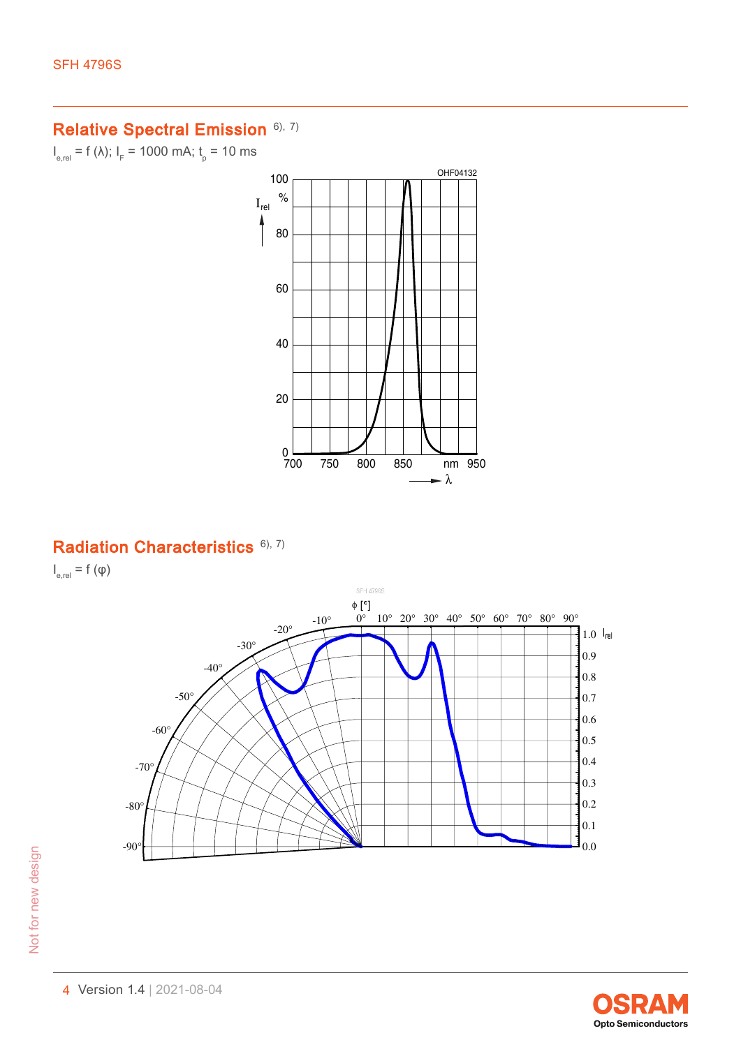## Relative Spectral Emission [6), 7)]

$I_{e,rel} = f(\lambda)$; $I_F = 1000$ mA; $t_p = 10$ ms

## Radiation Characteristics [6), 7)]

$I_{e,rel} = f(\varphi)$

Not for new design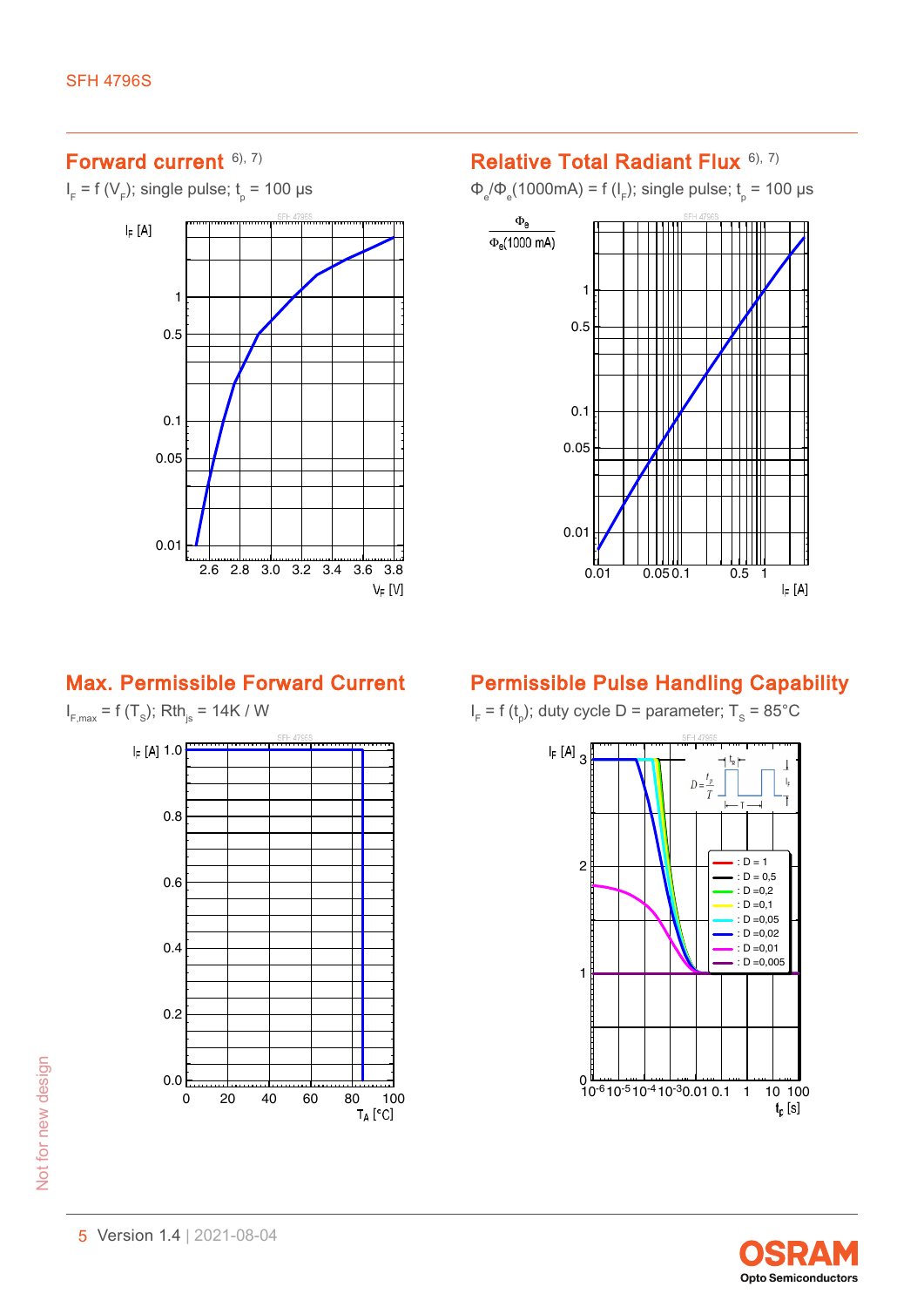## Forward current [6), 7)]

$I_F = f(V_F)$; single pulse; $t_p$ = 100 µs

## Relative Total Radiant Flux [6), 7)]

$\Phi_e/\Phi_e$(1000mA) = f ($I_F$); single pulse; $t_p$ = 100 µs

## Max. Permissible Forward Current

$I_{F,max} = f(T_S)$; $Rth_{js}$ = 14K / W

## Permissible Pulse Handling Capability

$I_F = f(t_p)$; duty cycle D = parameter; $T_S$ = 85°C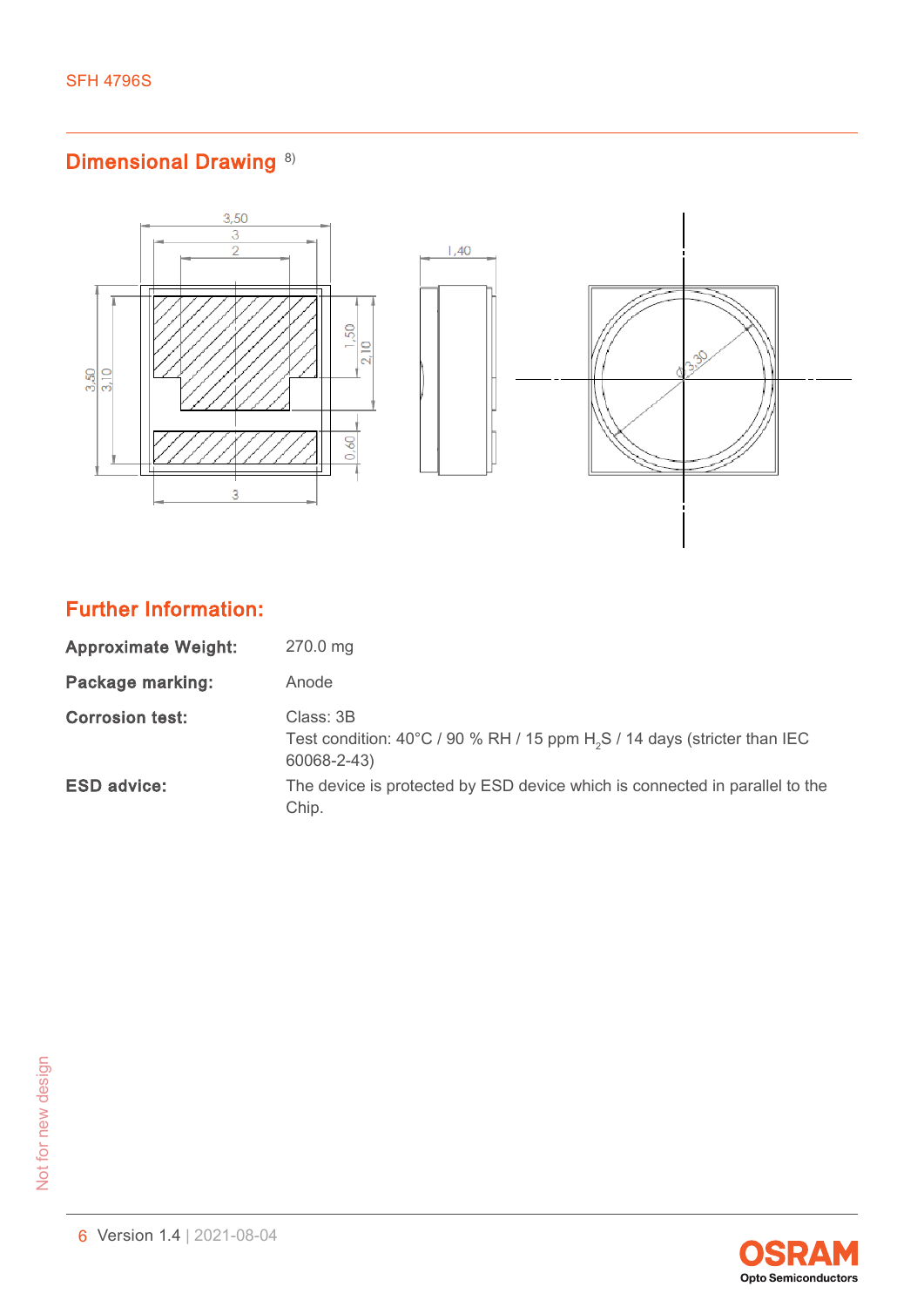## Dimensional Drawing [8)]

## Further Information:

**Approximate Weight:** 270.0 mg

**Package marking:** Anode

**Corrosion test:** Class: 3B
Test condition: 40°C / 90 % RH / 15 ppm $H_2S$ / 14 days (stricter than IEC 60068-2-43)

**ESD advice:** The device is protected by ESD device which is connected in parallel to the Chip.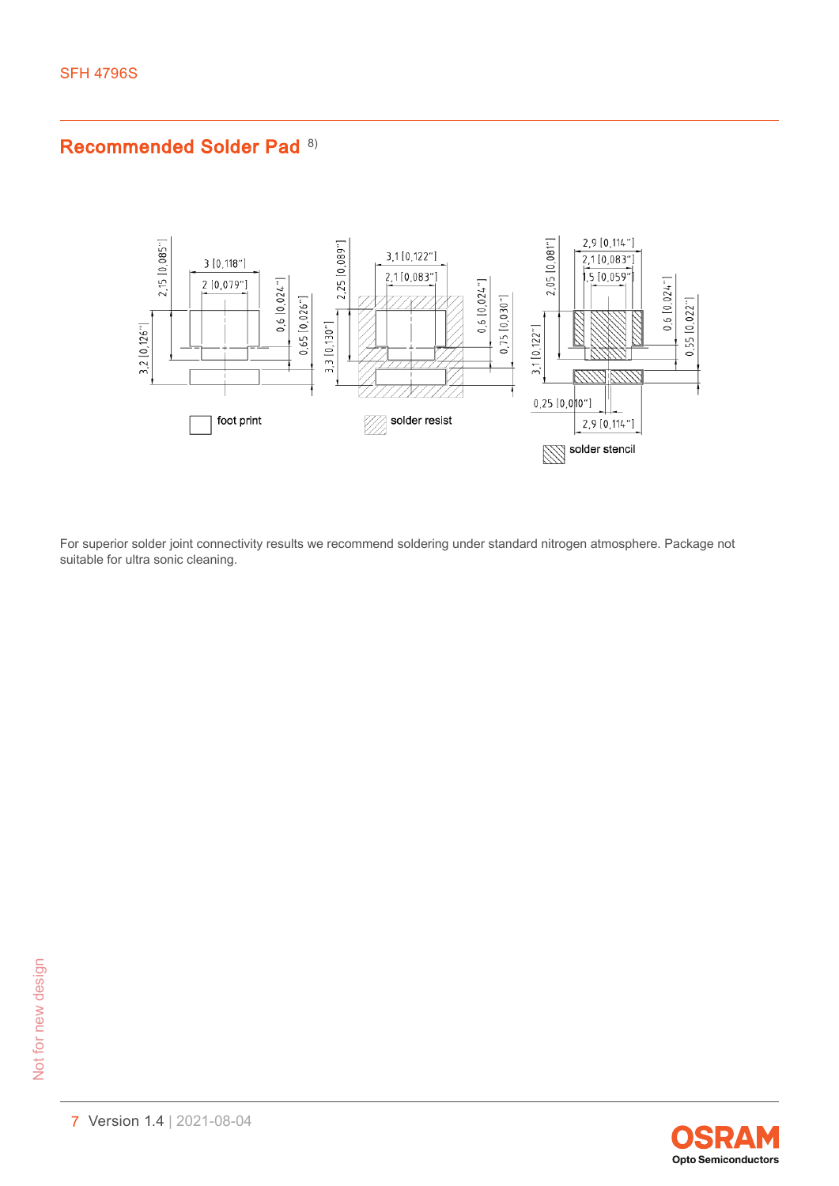## Recommended Solder Pad [8)]

foot print

solder resist

solder stencil

For superior solder joint connectivity results we recommend soldering under standard nitrogen atmosphere. Package not suitable for ultra sonic cleaning.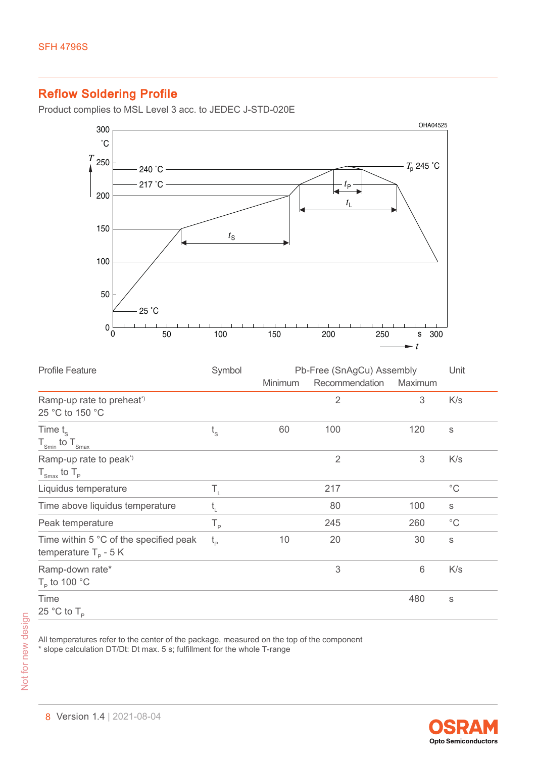## Reflow Soldering Profile

Product complies to MSL Level 3 acc. to JEDEC J-STD-020E

| Profile Feature | Symbol | Pb-Free (SnAgCu) Assembly | | | Unit |
|---|---|---|---|---|---|
| | | Minimum | Recommendation | Maximum | |
| Ramp-up rate to preheat*) 25 °C to 150 °C | | | 2 | 3 | K/s |
| Time $t_S$ $T_{Smin}$ to $T_{Smax}$ | $t_S$ | 60 | 100 | 120 | s |
| Ramp-up rate to peak*) $T_{Smax}$ to $T_P$ | | | 2 | 3 | K/s |
| Liquidus temperature | $T_L$ | | 217 | | °C |
| Time above liquidus temperature | $t_L$ | | 80 | 100 | s |
| Peak temperature | $T_P$ | | 245 | 260 | °C |
| Time within 5 °C of the specified peak temperature $T_P$ - 5 K | $t_P$ | 10 | 20 | 30 | s |
| Ramp-down rate* $T_P$ to 100 °C | | | 3 | 6 | K/s |
| Time 25 °C to $T_P$ | | | | 480 | s |

All temperatures refer to the center of the package, measured on the top of the component
* slope calculation DT/Dt: Dt max. 5 s; fulfillment for the whole T-range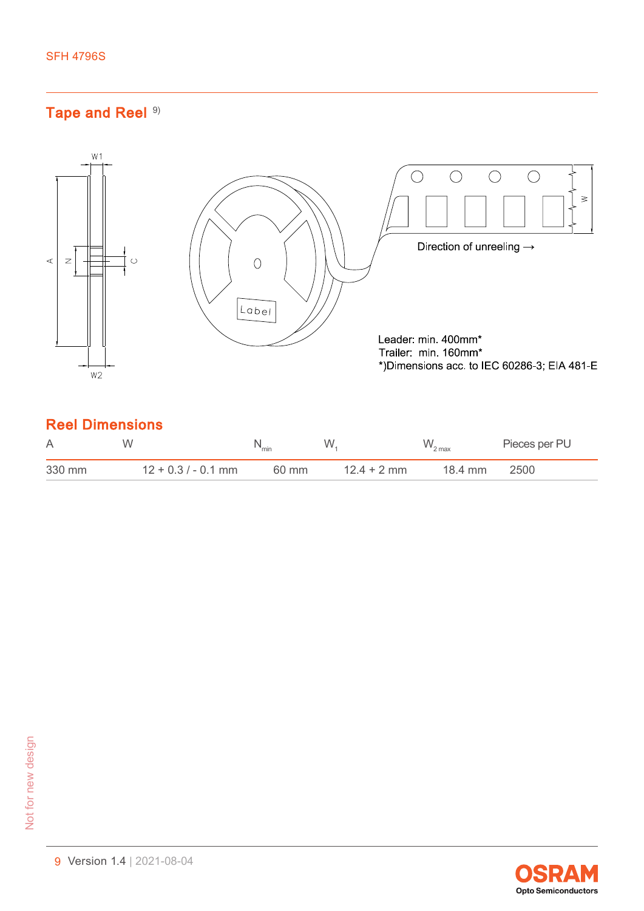## Tape and Reel [9)]

Direction of unreeling →

Leader: min. 400mm*
Trailer: min. 160mm*
*)Dimensions acc. to IEC 60286-3; EIA 481-E

## Reel Dimensions

| A | W | $N_{min}$ | $W_1$ | $W_{2\ max}$ | Pieces per PU |
|---|---|---|---|---|---|
| 330 mm | 12 + 0.3 / - 0.1 mm | 60 mm | 12.4 + 2 mm | 18.4 mm | 2500 |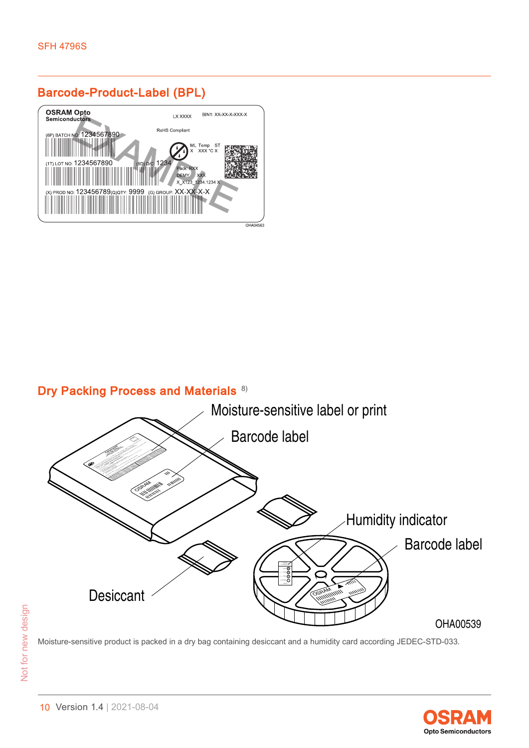## Barcode-Product-Label (BPL)

## Dry Packing Process and Materials [8)]

Moisture-sensitive product is packed in a dry bag containing desiccant and a humidity card according JEDEC-STD-033.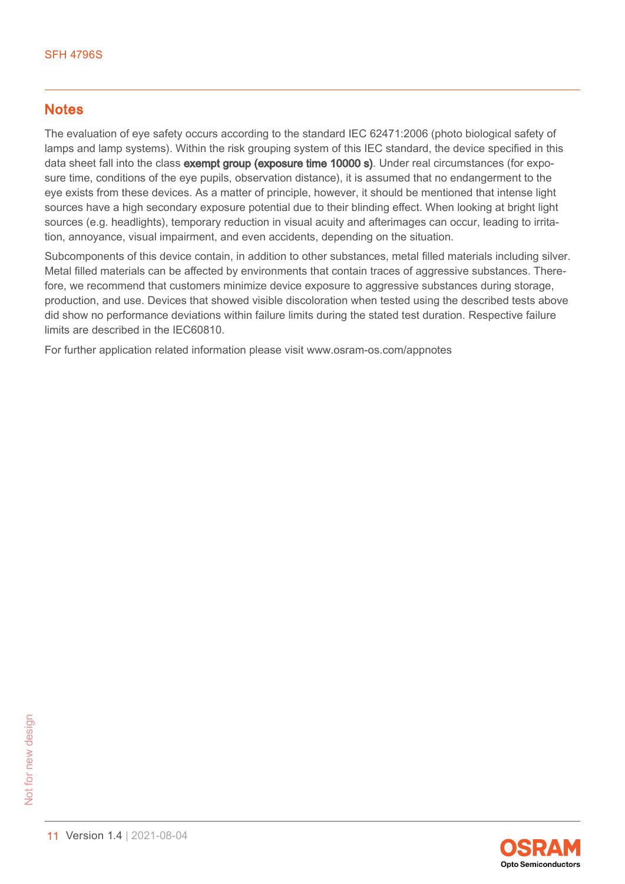## Notes

The evaluation of eye safety occurs according to the standard IEC 62471:2006 (photo biological safety of lamps and lamp systems). Within the risk grouping system of this IEC standard, the device specified in this data sheet fall into the class **exempt group (exposure time 10000 s)**. Under real circumstances (for exposure time, conditions of the eye pupils, observation distance), it is assumed that no endangerment to the eye exists from these devices. As a matter of principle, however, it should be mentioned that intense light sources have a high secondary exposure potential due to their blinding effect. When looking at bright light sources (e.g. headlights), temporary reduction in visual acuity and afterimages can occur, leading to irritation, annoyance, visual impairment, and even accidents, depending on the situation.

Subcomponents of this device contain, in addition to other substances, metal filled materials including silver. Metal filled materials can be affected by environments that contain traces of aggressive substances. Therefore, we recommend that customers minimize device exposure to aggressive substances during storage, production, and use. Devices that showed visible discoloration when tested using the described tests above did show no performance deviations within failure limits during the stated test duration. Respective failure limits are described in the IEC60810.

For further application related information please visit www.osram-os.com/appnotes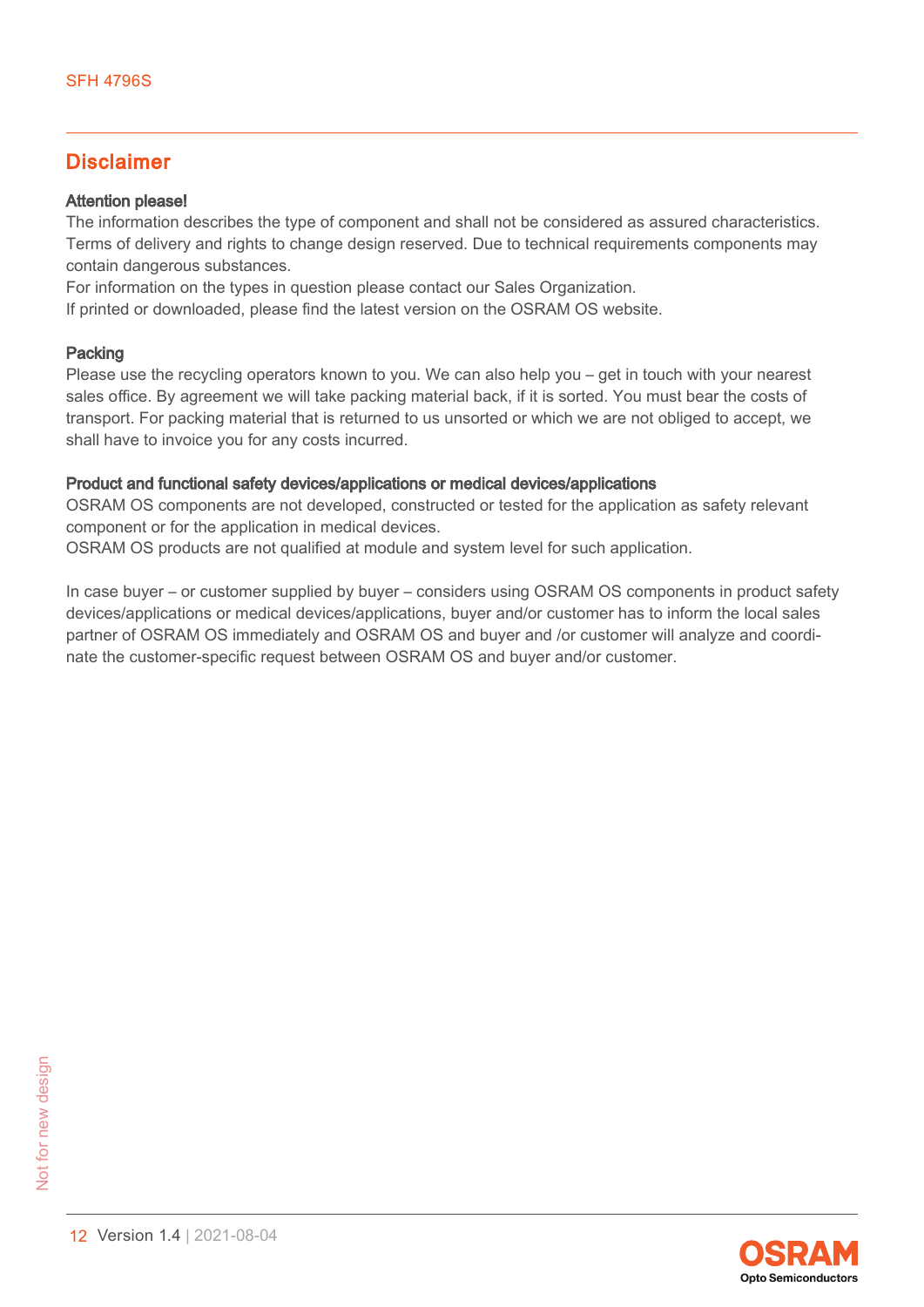## Disclaimer

**Attention please!**

The information describes the type of component and shall not be considered as assured characteristics. Terms of delivery and rights to change design reserved. Due to technical requirements components may contain dangerous substances.

For information on the types in question please contact our Sales Organization.

If printed or downloaded, please find the latest version on the OSRAM OS website.

**Packing**

Please use the recycling operators known to you. We can also help you – get in touch with your nearest sales office. By agreement we will take packing material back, if it is sorted. You must bear the costs of transport. For packing material that is returned to us unsorted or which we are not obliged to accept, we shall have to invoice you for any costs incurred.

**Product and functional safety devices/applications or medical devices/applications**

OSRAM OS components are not developed, constructed or tested for the application as safety relevant component or for the application in medical devices.

OSRAM OS products are not qualified at module and system level for such application.

In case buyer – or customer supplied by buyer – considers using OSRAM OS components in product safety devices/applications or medical devices/applications, buyer and/or customer has to inform the local sales partner of OSRAM OS immediately and OSRAM OS and buyer and /or customer will analyze and coordinate the customer-specific request between OSRAM OS and buyer and/or customer.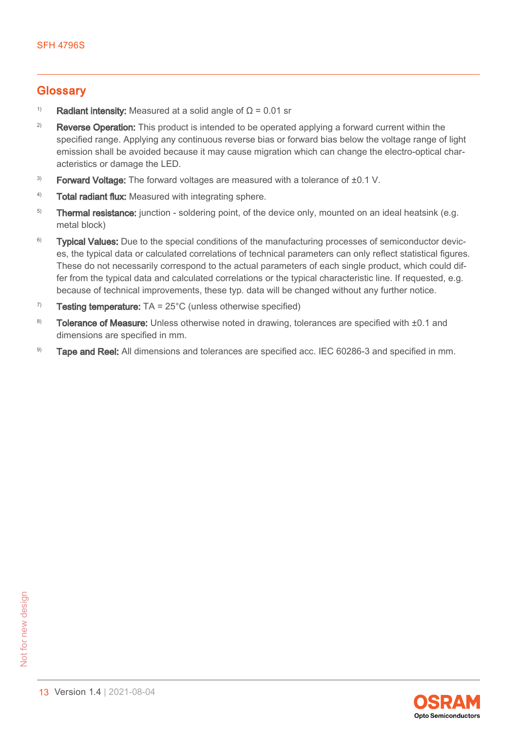## Glossary

[1] **Radiant intensity:** Measured at a solid angle of Ω = 0.01 sr

[2] **Reverse Operation:** This product is intended to be operated applying a forward current within the specified range. Applying any continuous reverse bias or forward bias below the voltage range of light emission shall be avoided because it may cause migration which can change the electro-optical characteristics or damage the LED.

[3] **Forward Voltage:** The forward voltages are measured with a tolerance of ±0.1 V.

[4] **Total radiant flux:** Measured with integrating sphere.

[5] **Thermal resistance:** junction - soldering point, of the device only, mounted on an ideal heatsink (e.g. metal block)

[6] **Typical Values:** Due to the special conditions of the manufacturing processes of semiconductor devices, the typical data or calculated correlations of technical parameters can only reflect statistical figures. These do not necessarily correspond to the actual parameters of each single product, which could differ from the typical data and calculated correlations or the typical characteristic line. If requested, e.g. because of technical improvements, these typ. data will be changed without any further notice.

[7] **Testing temperature:** TA = 25°C (unless otherwise specified)

[8] **Tolerance of Measure:** Unless otherwise noted in drawing, tolerances are specified with ±0.1 and dimensions are specified in mm.

[9] **Tape and Reel:** All dimensions and tolerances are specified acc. IEC 60286-3 and specified in mm.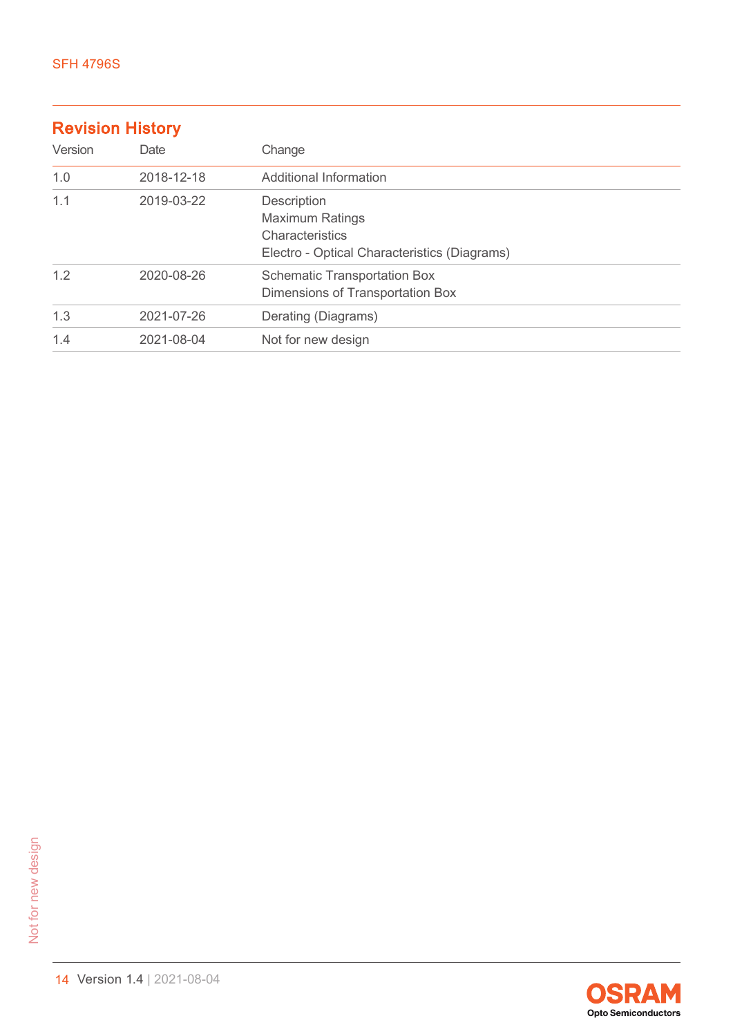## Revision History

| Version | Date | Change |
|---|---|---|
| 1.0 | 2018-12-18 | Additional Information |
| 1.1 | 2019-03-22 | Description<br>Maximum Ratings<br>Characteristics<br>Electro - Optical Characteristics (Diagrams) |
| 1.2 | 2020-08-26 | Schematic Transportation Box<br>Dimensions of Transportation Box |
| 1.3 | 2021-07-26 | Derating (Diagrams) |
| 1.4 | 2021-08-04 | Not for new design |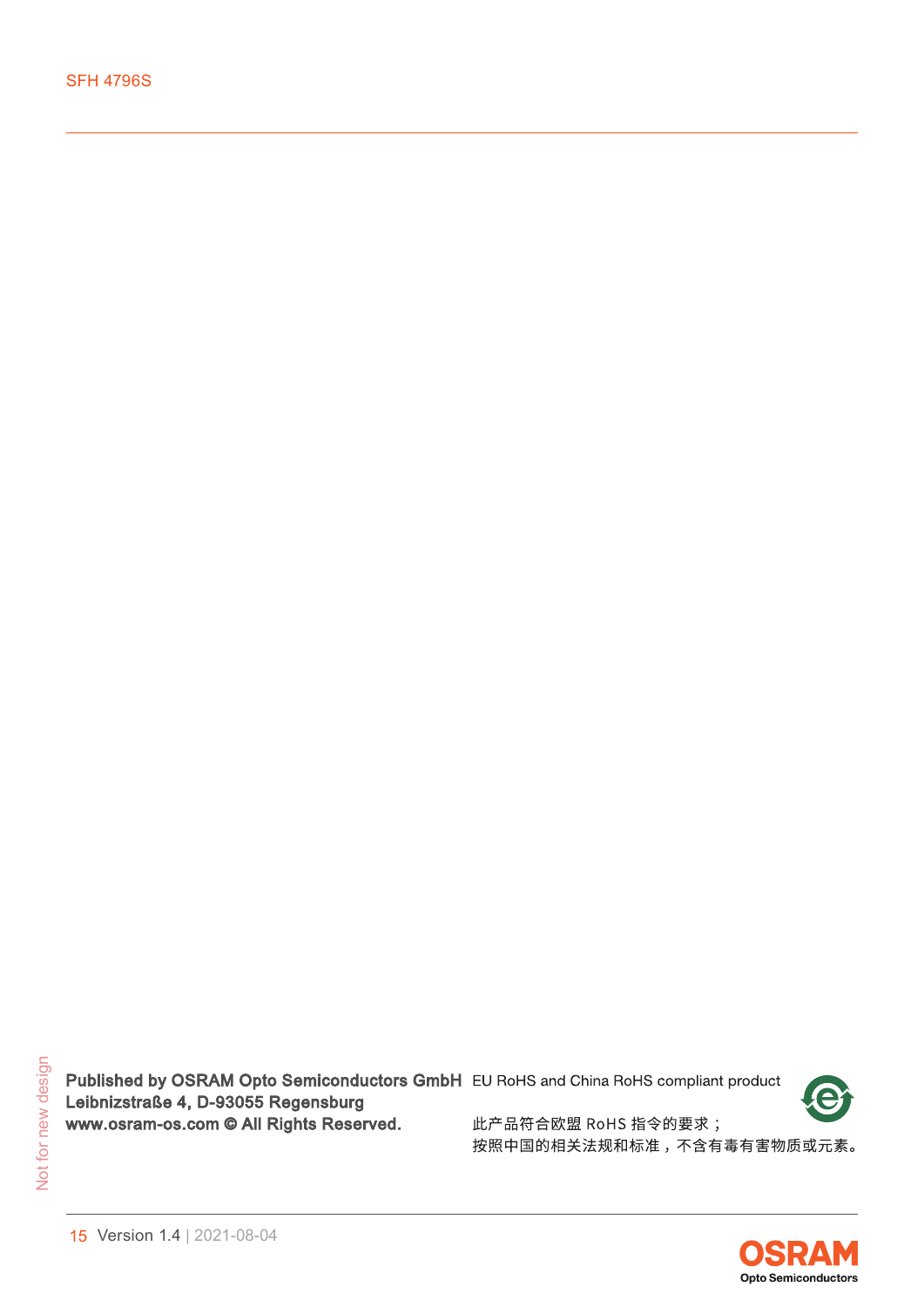**Published by OSRAM Opto Semiconductors GmbH**
**Leibnizstraße 4, D-93055 Regensburg**
**www.osram-os.com © All Rights Reserved.**

EU RoHS and China RoHS compliant product

此产品符合欧盟 RoHS 指令的要求；
按照中国的相关法规和标准，不含有毒有害物质或元素。